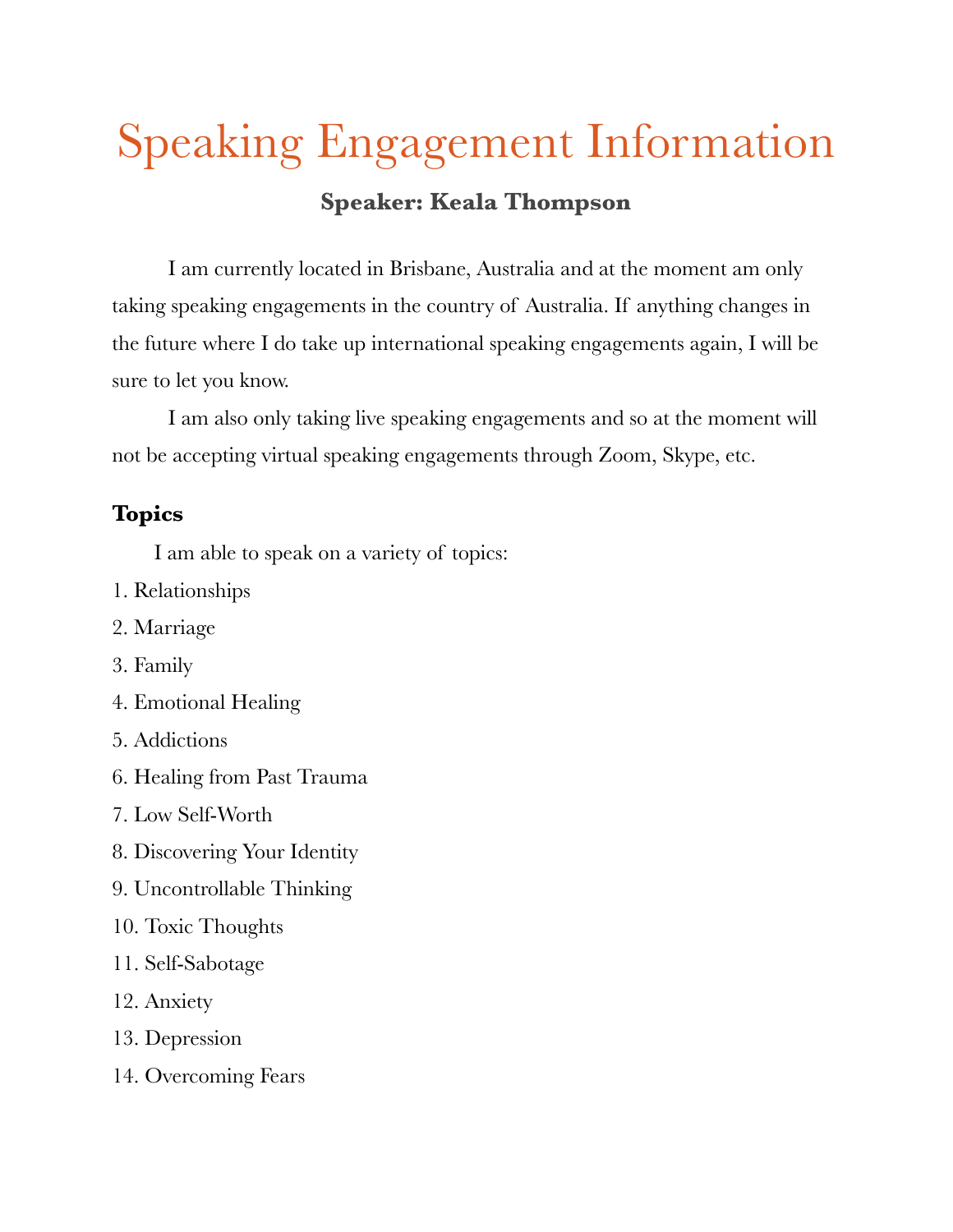# Speaking Engagement Information

## Speaker: Keala Thompson

I am currently located in Brisbane, Australia and at the moment am only taking speaking engagements in the country of Australia. If anything changes in the future where I do take up international speaking engagements again, I will be sure to let you know.

I am also only taking live speaking engagements and so at the moment will not be accepting virtual speaking engagements through Zoom, Skype, etc.

### Topics

I am able to speak on a variety of topics:

1. Relationships
2. Marriage
3. Family
4. Emotional Healing
5. Addictions
6. Healing from Past Trauma
7. Low Self-Worth
8. Discovering Your Identity
9. Uncontrollable Thinking
10. Toxic Thoughts
11. Self-Sabotage
12. Anxiety
13. Depression
14. Overcoming Fears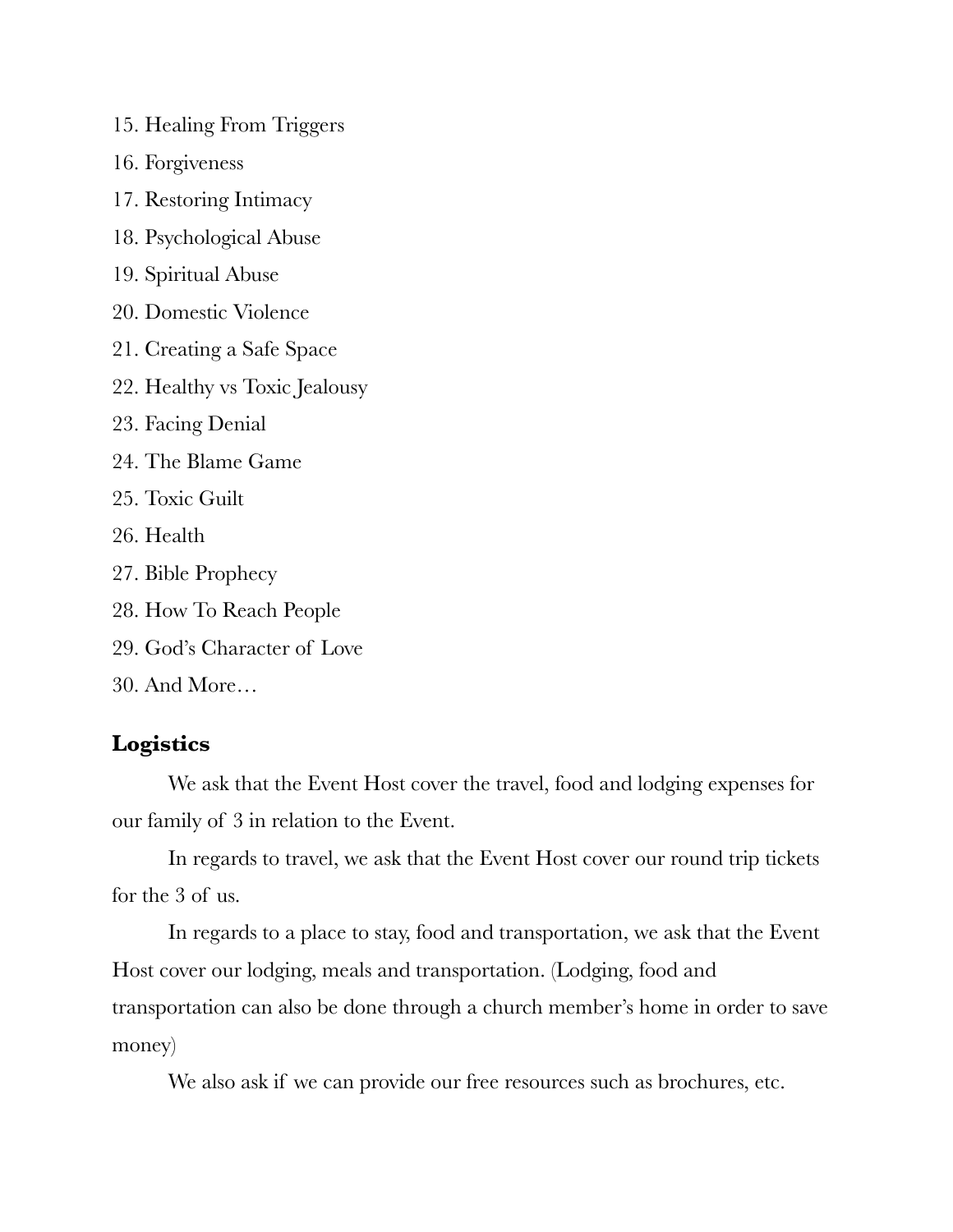15. Healing From Triggers
16. Forgiveness
17. Restoring Intimacy
18. Psychological Abuse
19. Spiritual Abuse
20. Domestic Violence
21. Creating a Safe Space
22. Healthy vs Toxic Jealousy
23. Facing Denial
24. The Blame Game
25. Toxic Guilt
26. Health
27. Bible Prophecy
28. How To Reach People
29. God's Character of Love
30. And More…

### Logistics

We ask that the Event Host cover the travel, food and lodging expenses for our family of 3 in relation to the Event.

In regards to travel, we ask that the Event Host cover our round trip tickets for the 3 of us.

In regards to a place to stay, food and transportation, we ask that the Event Host cover our lodging, meals and transportation. (Lodging, food and transportation can also be done through a church member's home in order to save money)

We also ask if we can provide our free resources such as brochures, etc.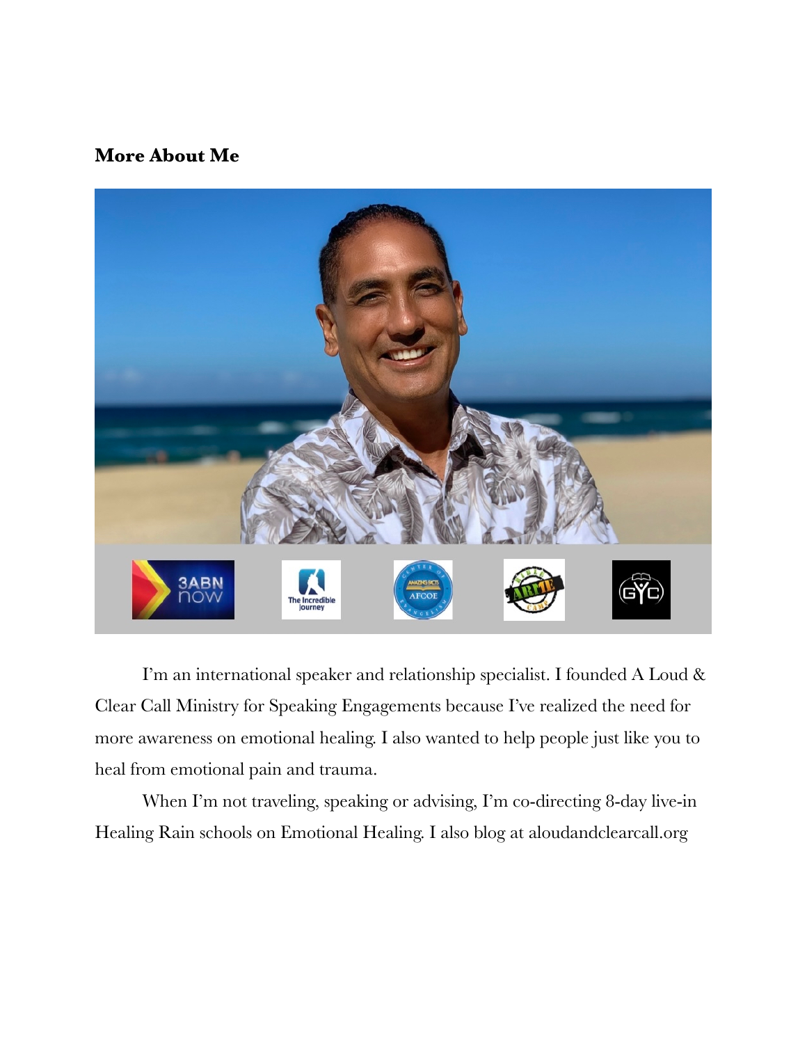## More About Me

I'm an international speaker and relationship specialist. I founded A Loud & Clear Call Ministry for Speaking Engagements because I've realized the need for more awareness on emotional healing. I also wanted to help people just like you to heal from emotional pain and trauma.

When I'm not traveling, speaking or advising, I'm co-directing 8-day live-in Healing Rain schools on Emotional Healing. I also blog at aloudandclearcall.org